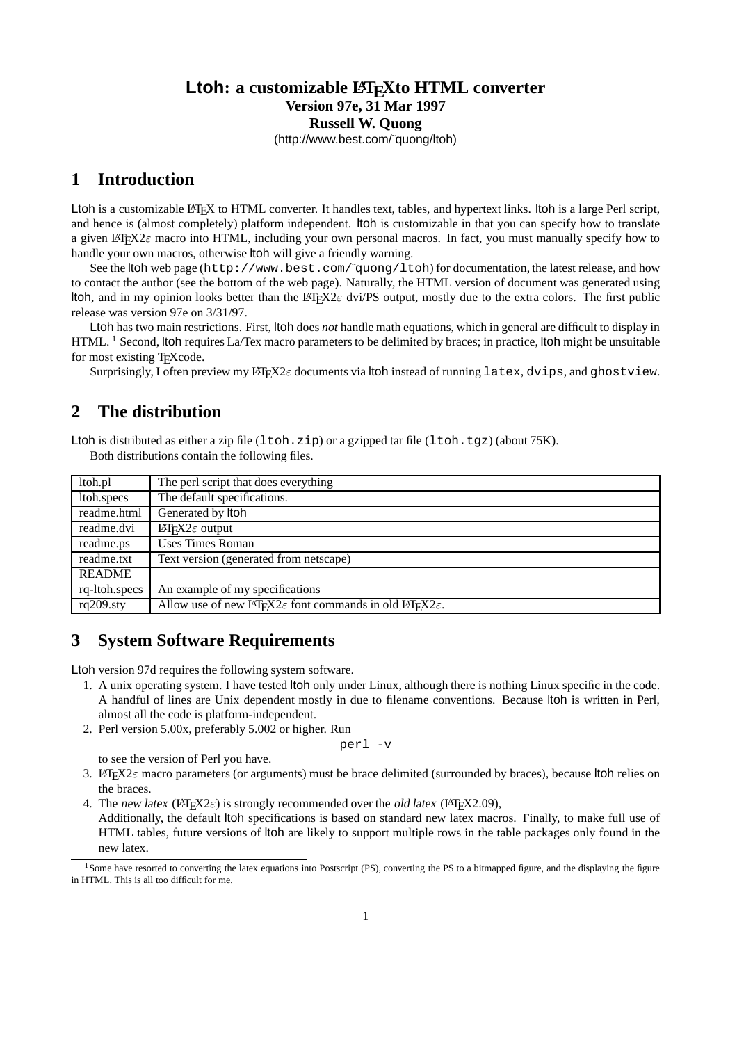# Ltoh: a customizable LaTeXto HTML converter

**Version 97e, 31 Mar 1997**

**Russell W. Quong**

(http://www.best.com/˜quong/ltoh)

## 1 Introduction

Ltoh is a customizable LaTeX to HTML converter. It handles text, tables, and hypertext links. ltoh is a large Perl script, and hence is (almost completely) platform independent. ltoh is customizable in that you can specify how to translate a given LaTeX2ε macro into HTML, including your own personal macros. In fact, you must manually specify how to handle your own macros, otherwise ltoh will give a friendly warning.

See the ltoh web page (`http://www.best.com/˜quong/ltoh`) for documentation, the latest release, and how to contact the author (see the bottom of the web page). Naturally, the HTML version of document was generated using ltoh, and in my opinion looks better than the LaTeX2ε dvi/PS output, mostly due to the extra colors. The first public release was version 97e on 3/31/97.

Ltoh has two main restrictions. First, ltoh does *not* handle math equations, which in general are difficult to display in HTML. [1] Second, ltoh requires La/Tex macro parameters to be delimited by braces; in practice, ltoh might be unsuitable for most existing TeXcode.

Surprisingly, I often preview my LaTeX2ε documents via ltoh instead of running `latex`, `dvips`, and `ghostview`.

## 2 The distribution

Ltoh is distributed as either a zip file (`ltoh.zip`) or a gzipped tar file (`ltoh.tgz`) (about 75K).

Both distributions contain the following files.

| ltoh.pl | The perl script that does everything |
|---|---|
| ltoh.specs | The default specifications. |
| readme.html | Generated by ltoh |
| readme.dvi | LaTeX2ε output |
| readme.ps | Uses Times Roman |
| readme.txt | Text version (generated from netscape) |
| README | |
| rq-ltoh.specs | An example of my specifications |
| rq209.sty | Allow use of new LaTeX2ε font commands in old LaTeX2ε. |

## 3 System Software Requirements

Ltoh version 97d requires the following system software.

1. A unix operating system. I have tested ltoh only under Linux, although there is nothing Linux specific in the code. A handful of lines are Unix dependent mostly in due to filename conventions. Because ltoh is written in Perl, almost all the code is platform-independent.
2. Perl version 5.00x, preferably 5.002 or higher. Run
   ```
   perl -v
   ```
   to see the version of Perl you have.
3. LaTeX2ε macro parameters (or arguments) must be brace delimited (surrounded by braces), because ltoh relies on the braces.
4. The *new latex* (LaTeX2ε) is strongly recommended over the *old latex* (LaTeX2.09),
   Additionally, the default ltoh specifications is based on standard new latex macros. Finally, to make full use of HTML tables, future versions of ltoh are likely to support multiple rows in the table packages only found in the new latex.

[1] Some have resorted to converting the latex equations into Postscript (PS), converting the PS to a bitmapped figure, and the displaying the figure in HTML. This is all too difficult for me.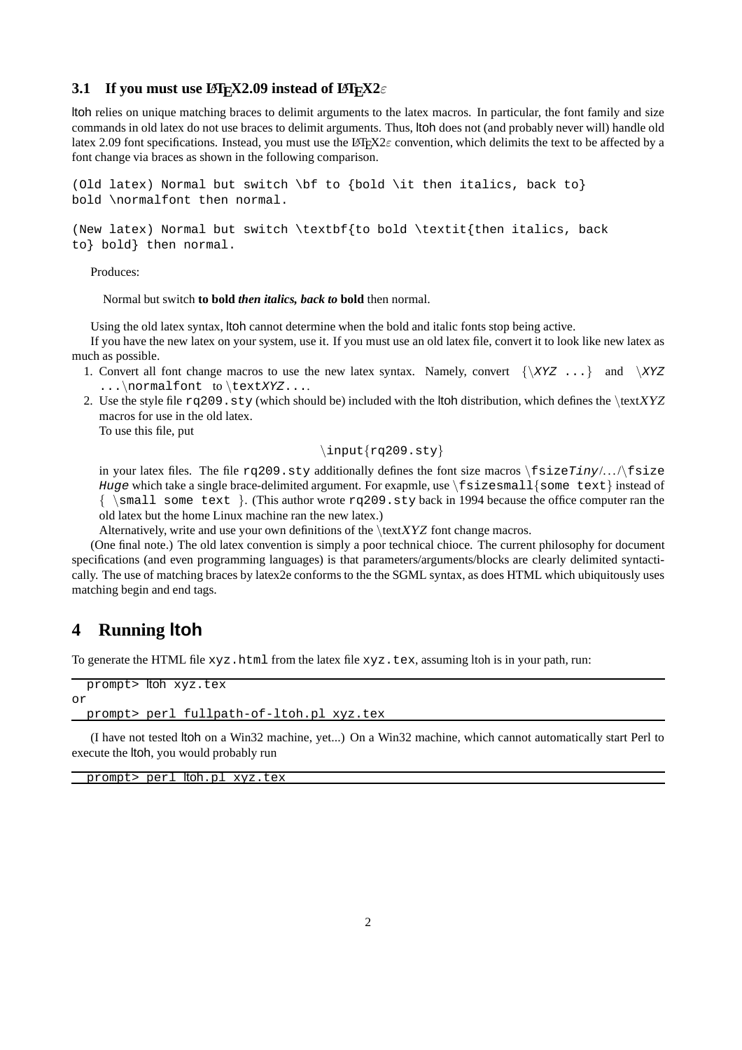### 3.1 If you must use LaTeX2.09 instead of LaTeX2ε

ltoh relies on unique matching braces to delimit arguments to the latex macros. In particular, the font family and size commands in old latex do not use braces to delimit arguments. Thus, ltoh does not (and probably never will) handle old latex 2.09 font specifications. Instead, you must use the LaTeX2ε convention, which delimits the text to be affected by a font change via braces as shown in the following comparison.

```
(Old latex) Normal but switch \bf to {bold \it then italics, back to}
bold \normalfont then normal.
```

```
(New latex) Normal but switch \textbf{to bold \textit{then italics, back
to} bold} then normal.
```

Produces:

Normal but switch **to bold *then italics, back to* bold** then normal.

Using the old latex syntax, ltoh cannot determine when the bold and italic fonts stop being active.

If you have the new latex on your system, use it. If you must use an old latex file, convert it to look like new latex as much as possible.

1. Convert all font change macros to use the new latex syntax. Namely, convert `{\XYZ ...}` and `\XYZ ...\normalfont` to `\textXYZ...`.
2. Use the style file `rq209.sty` (which should be) included with the ltoh distribution, which defines the \text*XYZ* macros for use in the old latex.

   To use this file, put

   `\input{rq209.sty}`

   in your latex files. The file `rq209.sty` additionally defines the font size macros `\fsizeTiny`/.../`\fsizeHuge` which take a single brace-delimited argument. For exapmle, use `\fsizesmall{some text}` instead of `{ \small some text }`. (This author wrote `rq209.sty` back in 1994 because the office computer ran the old latex but the home Linux machine ran the new latex.)

   Alternatively, write and use your own definitions of the \text*XYZ* font change macros.

(One final note.) The old latex convention is simply a poor technical chioce. The current philosophy for document specifications (and even programming languages) is that parameters/arguments/blocks are clearly delimited syntactically. The use of matching braces by latex2e conforms to the the SGML syntax, as does HTML which ubiquitously uses matching begin and end tags.

## 4 Running ltoh

To generate the HTML file `xyz.html` from the latex file `xyz.tex`, assuming ltoh is in your path, run:

```
  prompt> ltoh xyz.tex
or
  prompt> perl fullpath-of-ltoh.pl xyz.tex
```

(I have not tested ltoh on a Win32 machine, yet...) On a Win32 machine, which cannot automatically start Perl to execute the ltoh, you would probably run

```
  prompt> perl ltoh.pl xyz.tex
```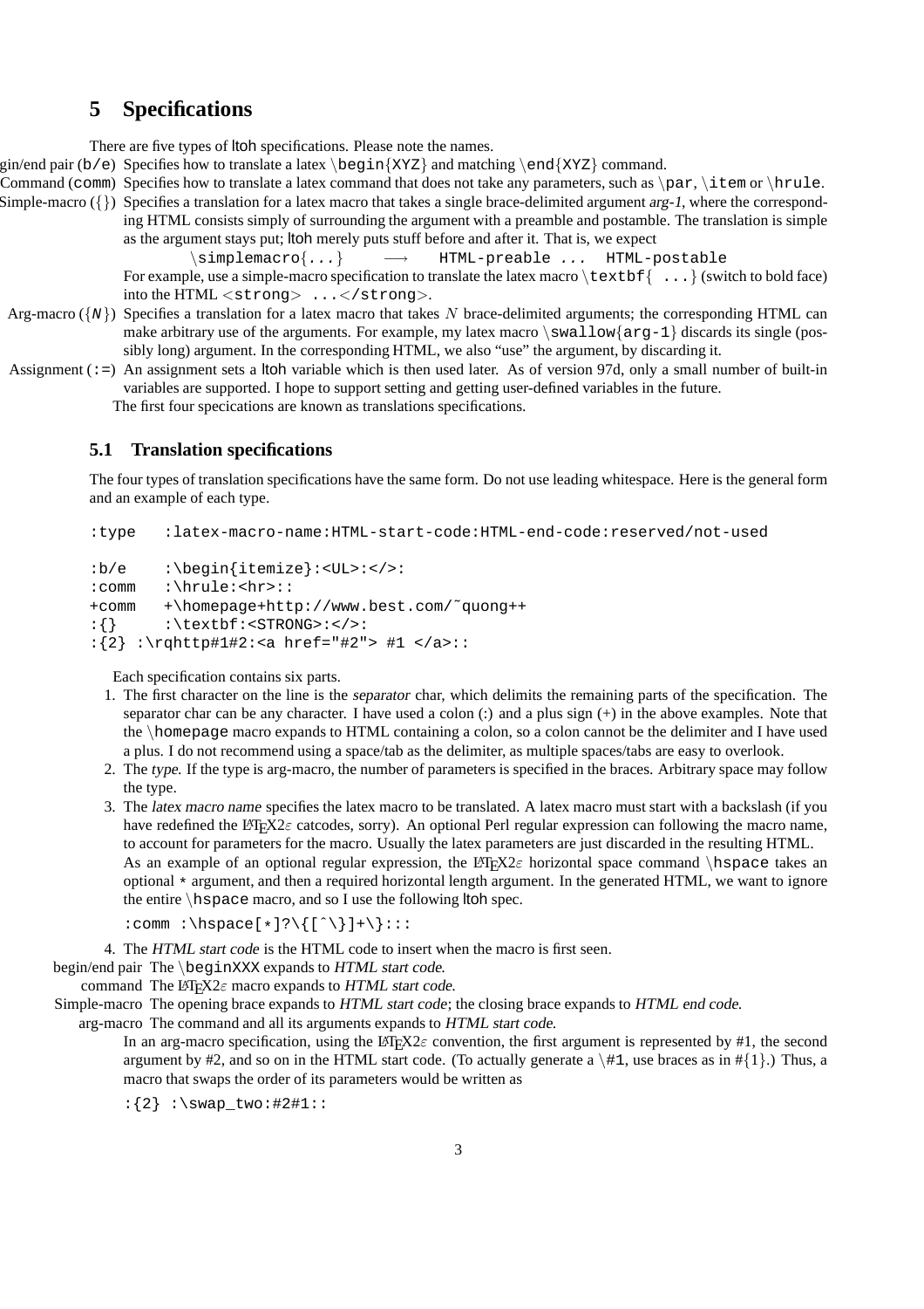## 5 Specifications

There are five types of ltoh specifications. Please note the names.

- **begin/end pair (`b/e`)** Specifies how to translate a latex `\begin{XYZ}` and matching `\end{XYZ}` command.
- **Command (`comm`)** Specifies how to translate a latex command that does not take any parameters, such as `\par`, `\item` or `\hrule`.
- **Simple-macro (`{}`)** Specifies a translation for a latex macro that takes a single brace-delimited argument *arg-1*, where the corresponding HTML consists simply of surrounding the argument with a preamble and postamble. The translation is simple as the argument stays put; ltoh merely puts stuff before and after it. That is, we expect

  `\simplemacro{...}` $\longrightarrow$ `HTML-preable ... HTML-postable`

  For example, use a simple-macro specification to translate the latex macro `\textbf{ ...}` (switch to bold face) into the HTML `<strong> ...</strong>`.
- **Arg-macro (`{N}`)** Specifies a translation for a latex macro that takes $N$ brace-delimited arguments; the corresponding HTML can make arbitrary use of the arguments. For example, my latex macro `\swallow{arg-1}` discards its single (possibly long) argument. In the corresponding HTML, we also "use" the argument, by discarding it.
- **Assignment (`:=`)** An assignment sets a ltoh variable which is then used later. As of version 97d, only a small number of built-in variables are supported. I hope to support setting and getting user-defined variables in the future.

The first four specications are known as translations specifications.

### 5.1 Translation specifications

The four types of translation specifications have the same form. Do not use leading whitespace. Here is the general form and an example of each type.

```
:type   :latex-macro-name:HTML-start-code:HTML-end-code:reserved/not-used

:b/e    :\begin{itemize}:<UL>:</>:
:comm   :\hrule:<hr>::
+comm   +\homepage+http://www.best.com/~quong++
:{}     :\textbf:<STRONG>:</>:
:{2} :\rqhttp#1#2:<a href="#2"> #1 </a>::
```

Each specification contains six parts.

1. The first character on the line is the *separator* char, which delimits the remaining parts of the specification. The separator char can be any character. I have used a colon (:) and a plus sign (+) in the above examples. Note that the `\homepage` macro expands to HTML containing a colon, so a colon cannot be the delimiter and I have used a plus. I do not recommend using a space/tab as the delimiter, as multiple spaces/tabs are easy to overlook.
2. The *type*. If the type is arg-macro, the number of parameters is specified in the braces. Arbitrary space may follow the type.
3. The *latex macro name* specifies the latex macro to be translated. A latex macro must start with a backslash (if you have redefined the LaTeX2ε catcodes, sorry). An optional Perl regular expression can following the macro name, to account for parameters for the macro. Usually the latex parameters are just discarded in the resulting HTML.

   As an example of an optional regular expression, the LaTeX2ε horizontal space command `\hspace` takes an optional `*` argument, and then a required horizontal length argument. In the generated HTML, we want to ignore the entire `\hspace` macro, and so I use the following ltoh spec.

   ```
   :comm :\hspace[*]?\{[^\}]+\}:::
   ```

4. The *HTML start code* is the HTML code to insert when the macro is first seen.
   - **begin/end pair** The `\beginXXX` expands to *HTML start code*.
   - **command** The LaTeX2ε macro expands to *HTML start code*.
   - **Simple-macro** The opening brace expands to *HTML start code*; the closing brace expands to *HTML end code*.
   - **arg-macro** The command and all its arguments expands to *HTML start code*.

     In an arg-macro specification, using the LaTeX2ε convention, the first argument is represented by #1, the second argument by #2, and so on in the HTML start code. (To actually generate a `\#1`, use braces as in #{1}.) Thus, a macro that swaps the order of its parameters would be written as

     ```
     :{2} :\swap_two:#2#1::
     ```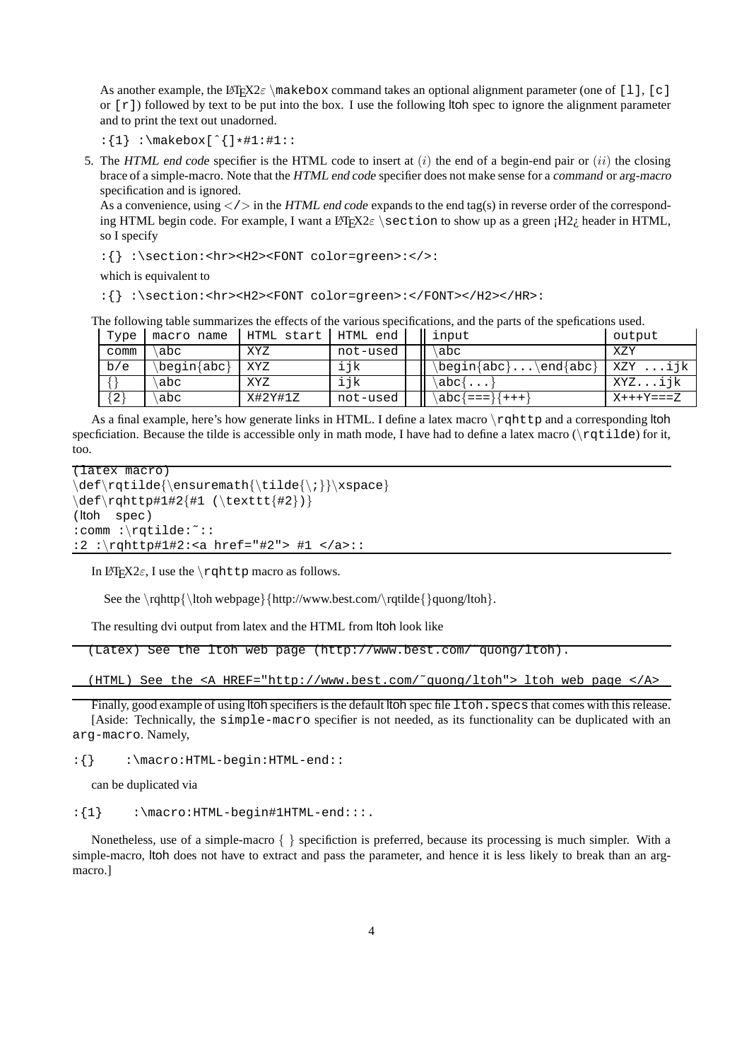As another example, the LaTeX2$\varepsilon$ `\makebox` command takes an optional alignment parameter (one of `[l]`, `[c]` or `[r]`) followed by text to be put into the box. I use the following ltoh spec to ignore the alignment parameter and to print the text out unadorned.

```
:{1} :\makebox[^{]*#1:#1::
```

5. The *HTML end code* specifier is the HTML code to insert at $(i)$ the end of a begin-end pair or $(ii)$ the closing brace of a simple-macro. Note that the *HTML end code* specifier does not make sense for a *command* or *arg-macro* specification and is ignored.

   As a convenience, using `</>` in the *HTML end code* expands to the end tag(s) in reverse order of the corresponding HTML begin code. For example, I want a LaTeX2$\varepsilon$ `\section` to show up as a green ¡H2¿ header in HTML, so I specify

   ```
   :{} :\section:<hr><H2><FONT color=green>:</>:
   ```

   which is equivalent to

   ```
   :{} :\section:<hr><H2><FONT color=green>:</FONT></H2></HR>:
   ```

The following table summarizes the effects of the various specifications, and the parts of the spefications used.

| Type | macro name | HTML start | HTML end | | input | output |
|---|---|---|---|---|---|---|
| comm | \abc | XYZ | not-used | | \abc | XZY |
| b/e | \begin{abc} | XYZ | ijk | | \begin{abc}...\end{abc} | XZY ...ijk |
| {} | \abc | XYZ | ijk | | \abc{...} | XYZ...ijk |
| {2} | \abc | X#2Y#1Z | not-used | | \abc{===}{+++} | X+++Y===Z |

As a final example, here's how generate links in HTML. I define a latex macro `\rqhttp` and a corresponding ltoh specficiation. Because the tilde is accessible only in math mode, I have had to define a latex macro (`\rqtilde`) for it, too.

```
(latex macro)
\def\rqtilde{\ensuremath{\tilde{\;}}\xspace}
\def\rqhttp#1#2{#1 (\texttt{#2})}
(ltoh  spec)
:comm :\rqtilde:~::
:2 :\rqhttp#1#2:<a href="#2"> #1 </a>::
```

In LaTeX2$\varepsilon$, I use the `\rqhttp` macro as follows.

See the \rqhttp{\ltoh webpage}{http://www.best.com/\rqtilde{}quong/ltoh}.

The resulting dvi output from latex and the HTML from ltoh look like

```
(Latex) See the ltoh web page (http://www.best.com/~quong/ltoh).

(HTML) See the <A HREF="http://www.best.com/~quong/ltoh"> ltoh web page </A>
```

Finally, good example of using ltoh specifiers is the default ltoh spec file `ltoh.specs` that comes with this release.

[Aside: Technically, the `simple-macro` specifier is not needed, as its functionality can be duplicated with an `arg-macro`. Namely,

```
:{}    :\macro:HTML-begin:HTML-end::
```

can be duplicated via

```
:{1}    :\macro:HTML-begin#1HTML-end:::.
```

Nonetheless, use of a simple-macro { } specifiction is preferred, because its processing is much simpler. With a simple-macro, ltoh does not have to extract and pass the parameter, and hence it is less likely to break than an arg-macro.]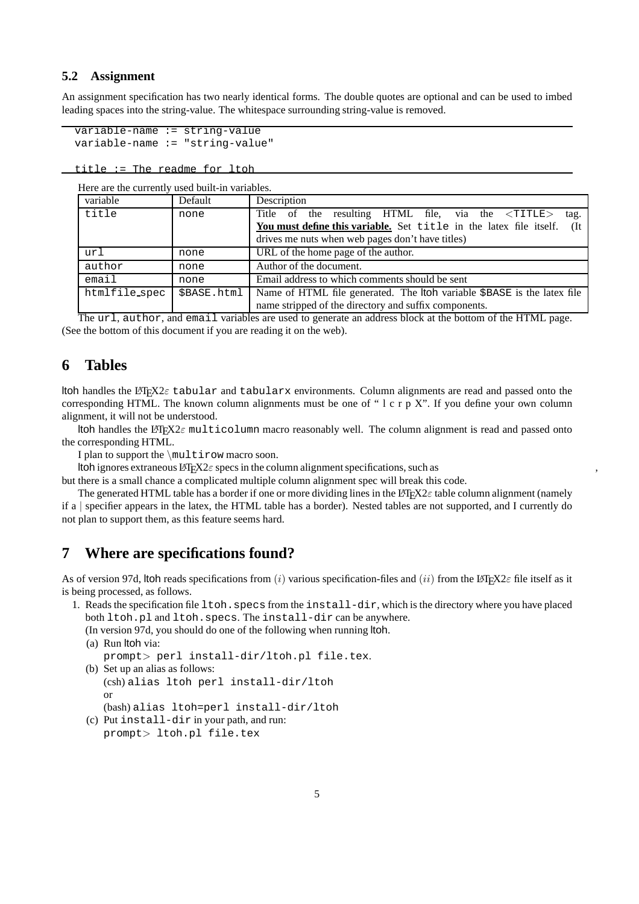### 5.2 Assignment

An assignment specification has two nearly identical forms. The double quotes are optional and can be used to imbed leading spaces into the string-value. The whitespace surrounding string-value is removed.

```
variable-name := string-value
variable-name := "string-value"

title := The readme for ltoh
```

Here are the currently used built-in variables.

| variable | Default | Description |
|---|---|---|
| `title` | `none` | Title of the resulting HTML file, via the `<TITLE>` tag. **You must define this variable.** Set `title` in the latex file itself. (It drives me nuts when web pages don't have titles) |
| `url` | `none` | URL of the home page of the author. |
| `author` | `none` | Author of the document. |
| `email` | `none` | Email address to which comments should be sent |
| `htmlfile_spec` | `$BASE.html` | Name of HTML file generated. The ltoh variable `$BASE` is the latex file name stripped of the directory and suffix components. |

The `url`, `author`, and `email` variables are used to generate an address block at the bottom of the HTML page. (See the bottom of this document if you are reading it on the web).

## 6 Tables

ltoh handles the LaTeX2ε `tabular` and `tabularx` environments. Column alignments are read and passed onto the corresponding HTML. The known column alignments must be one of " l c r p X". If you define your own column alignment, it will not be understood.

ltoh handles the LaTeX2ε `multicolumn` macro reasonably well. The column alignment is read and passed onto the corresponding HTML.

I plan to support the `\multirow` macro soon.

ltoh ignores extraneous LaTeX2ε specs in the column alignment specifications, such as ,
but there is a small chance a complicated multiple column alignment spec will break this code.

The generated HTML table has a border if one or more dividing lines in the LaTeX2ε table column alignment (namely if a | specifier appears in the latex, the HTML table has a border). Nested tables are not supported, and I currently do not plan to support them, as this feature seems hard.

## 7 Where are specifications found?

As of version 97d, ltoh reads specifications from $(i)$ various specification-files and $(ii)$ from the LaTeX2ε file itself as it is being processed, as follows.

1. Reads the specification file `ltoh.specs` from the `install-dir`, which is the directory where you have placed both `ltoh.pl` and `ltoh.specs`. The `install-dir` can be anywhere.
   (In version 97d, you should do one of the following when running ltoh.
   (a) Run ltoh via:
      `prompt> perl install-dir/ltoh.pl file.tex`.
   (b) Set up an alias as follows:
      (csh) `alias ltoh perl install-dir/ltoh`
      or
      (bash) `alias ltoh=perl install-dir/ltoh`
   (c) Put `install-dir` in your path, and run:
      `prompt> ltoh.pl file.tex`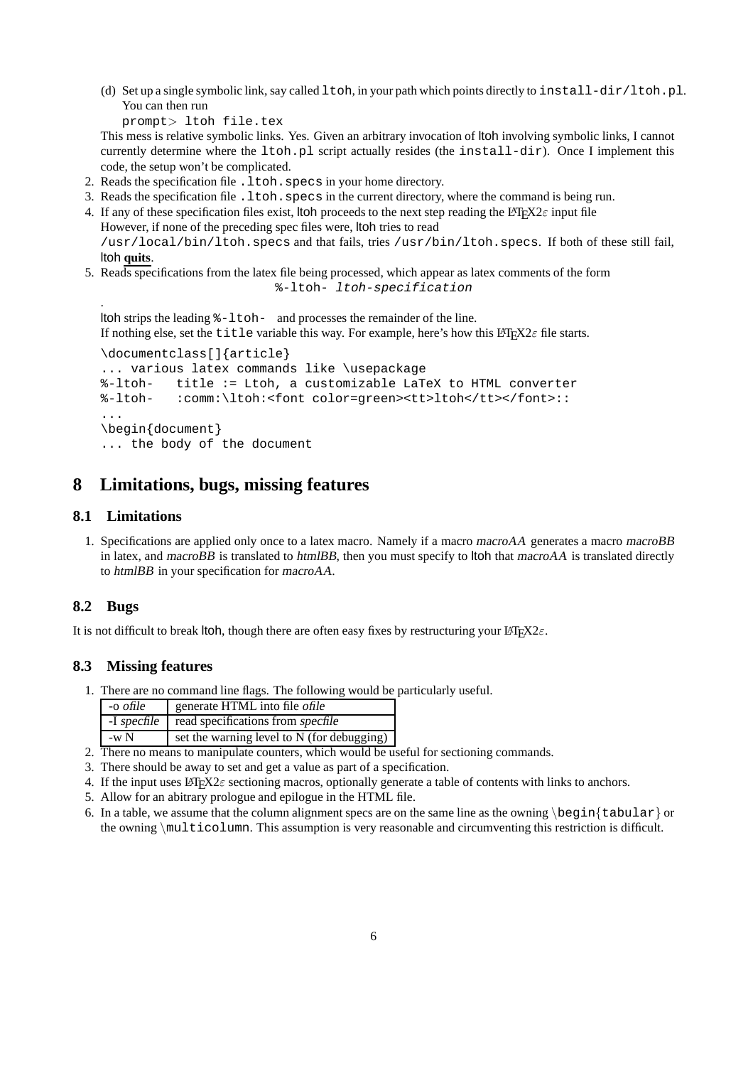(d) Set up a single symbolic link, say called `ltoh`, in your path which points directly to `install-dir/ltoh.pl`. You can then run

    `prompt> ltoh file.tex`

    This mess is relative symbolic links. Yes. Given an arbitrary invocation of ltoh involving symbolic links, I cannot currently determine where the `ltoh.pl` script actually resides (the `install-dir`). Once I implement this code, the setup won't be complicated.

2. Reads the specification file `.ltoh.specs` in your home directory.
3. Reads the specification file `.ltoh.specs` in the current directory, where the command is being run.
4. If any of these specification files exist, ltoh proceeds to the next step reading the LaTeX2ε input file However, if none of the preceding spec files were, ltoh tries to read `/usr/local/bin/ltoh.specs` and that fails, tries `/usr/bin/ltoh.specs`. If both of these still fail, ltoh **quits**.
5. Reads specifications from the latex file being processed, which appear as latex comments of the form

   `%-ltoh- ltoh-specification`

   .

   ltoh strips the leading `%-ltoh-` and processes the remainder of the line.

   If nothing else, set the `title` variable this way. For example, here's how this LaTeX2ε file starts.

```
\documentclass[]{article}
... various latex commands like \usepackage
%-ltoh-   title := Ltoh, a customizable LaTeX to HTML converter
%-ltoh-   :comm:\ltoh:<font color=green><tt>ltoh</tt></font>::
...
\begin{document}
... the body of the document
```

# 8 Limitations, bugs, missing features

## 8.1 Limitations

1. Specifications are applied only once to a latex macro. Namely if a macro *macroAA* generates a macro *macroBB* in latex, and *macroBB* is translated to *htmlBB*, then you must specify to ltoh that *macroAA* is translated directly to *htmlBB* in your specification for *macroAA*.

## 8.2 Bugs

It is not difficult to break ltoh, though there are often easy fixes by restructuring your LaTeX2ε.

## 8.3 Missing features

1. There are no command line flags. The following would be particularly useful.

| -o *ofile* | generate HTML into file *ofile* |
|---|---|
| -I *specfile* | read specifications from *specfile* |
| -w N | set the warning level to N (for debugging) |

2. There no means to manipulate counters, which would be useful for sectioning commands.
3. There should be away to set and get a value as part of a specification.
4. If the input uses LaTeX2ε sectioning macros, optionally generate a table of contents with links to anchors.
5. Allow for an abitrary prologue and epilogue in the HTML file.
6. In a table, we assume that the column alignment specs are on the same line as the owning `\begin{tabular}` or the owning `\multicolumn`. This assumption is very reasonable and circumventing this restriction is difficult.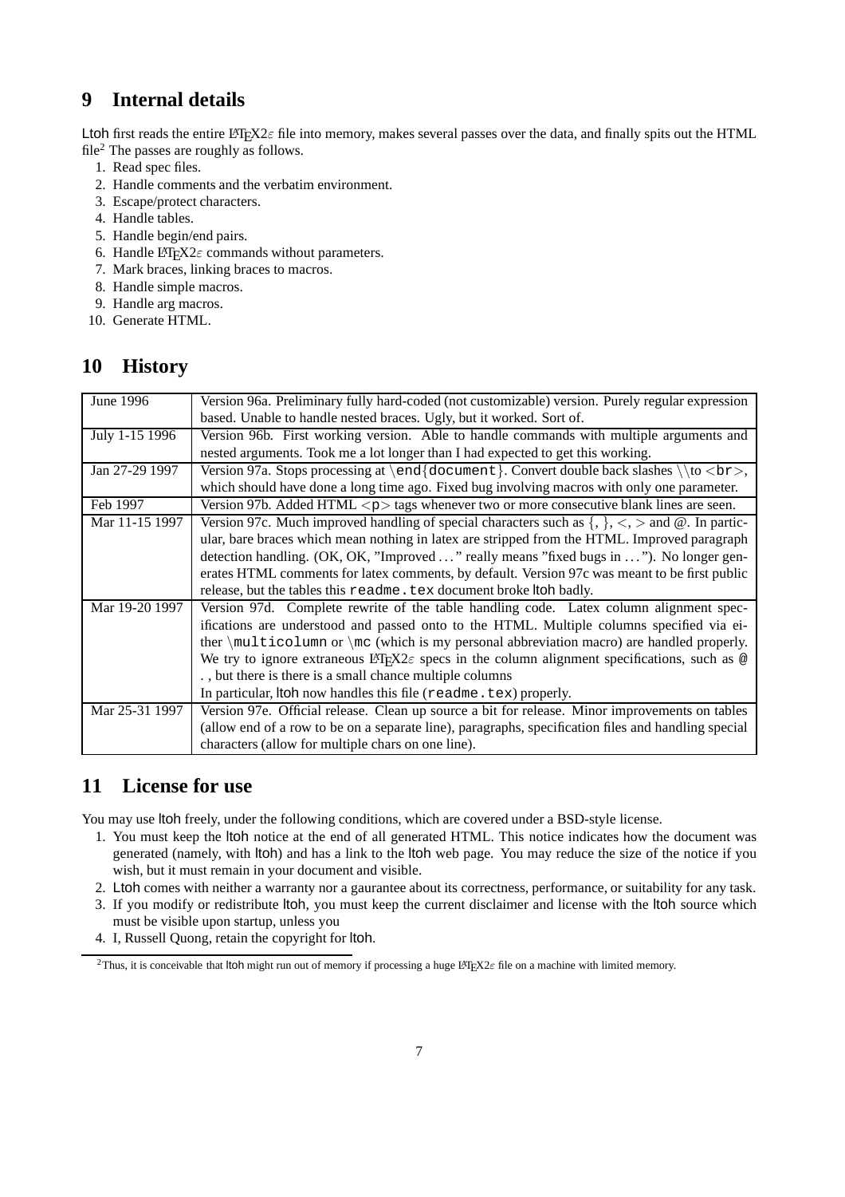## 9 Internal details

Ltoh first reads the entire LaTeX2ε file into memory, makes several passes over the data, and finally spits out the HTML file[2] The passes are roughly as follows.

1. Read spec files.
2. Handle comments and the verbatim environment.
3. Escape/protect characters.
4. Handle tables.
5. Handle begin/end pairs.
6. Handle LaTeX2ε commands without parameters.
7. Mark braces, linking braces to macros.
8. Handle simple macros.
9. Handle arg macros.
10. Generate HTML.

## 10 History

| June 1996 | Version 96a. Preliminary fully hard-coded (not customizable) version. Purely regular expression based. Unable to handle nested braces. Ugly, but it worked. Sort of. |
|---|---|
| July 1-15 1996 | Version 96b. First working version. Able to handle commands with multiple arguments and nested arguments. Took me a lot longer than I had expected to get this working. |
| Jan 27-29 1997 | Version 97a. Stops processing at `\end{document}`. Convert double back slashes `\\` to `<br>`, which should have done a long time ago. Fixed bug involving macros with only one parameter. |
| Feb 1997 | Version 97b. Added HTML `<p>` tags whenever two or more consecutive blank lines are seen. |
| Mar 11-15 1997 | Version 97c. Much improved handling of special characters such as {, }, <, > and @. In particular, bare braces which mean nothing in latex are stripped from the HTML. Improved paragraph detection handling. (OK, OK, "Improved ..." really means "fixed bugs in ..."). No longer generates HTML comments for latex comments, by default. Version 97c was meant to be first public release, but the tables this `readme.tex` document broke ltoh badly. |
| Mar 19-20 1997 | Version 97d. Complete rewrite of the table handling code. Latex column alignment specifications are understood and passed onto to the HTML. Multiple columns specified via either `\multicolumn` or `\mc` (which is my personal abbreviation macro) are handled properly. We try to ignore extraneous LaTeX2ε specs in the column alignment specifications, such as `@` . , but there is there is a small chance multiple columns In particular, ltoh now handles this file (`readme.tex`) properly. |
| Mar 25-31 1997 | Version 97e. Official release. Clean up source a bit for release. Minor improvements on tables (allow end of a row to be on a separate line), paragraphs, specification files and handling special characters (allow for multiple chars on one line). |

## 11 License for use

You may use ltoh freely, under the following conditions, which are covered under a BSD-style license.

1. You must keep the ltoh notice at the end of all generated HTML. This notice indicates how the document was generated (namely, with ltoh) and has a link to the ltoh web page. You may reduce the size of the notice if you wish, but it must remain in your document and visible.
2. Ltoh comes with neither a warranty nor a gaurantee about its correctness, performance, or suitability for any task.
3. If you modify or redistribute ltoh, you must keep the current disclaimer and license with the ltoh source which must be visible upon startup, unless you
4. I, Russell Quong, retain the copyright for ltoh.

[2]Thus, it is conceivable that ltoh might run out of memory if processing a huge LaTeX2ε file on a machine with limited memory.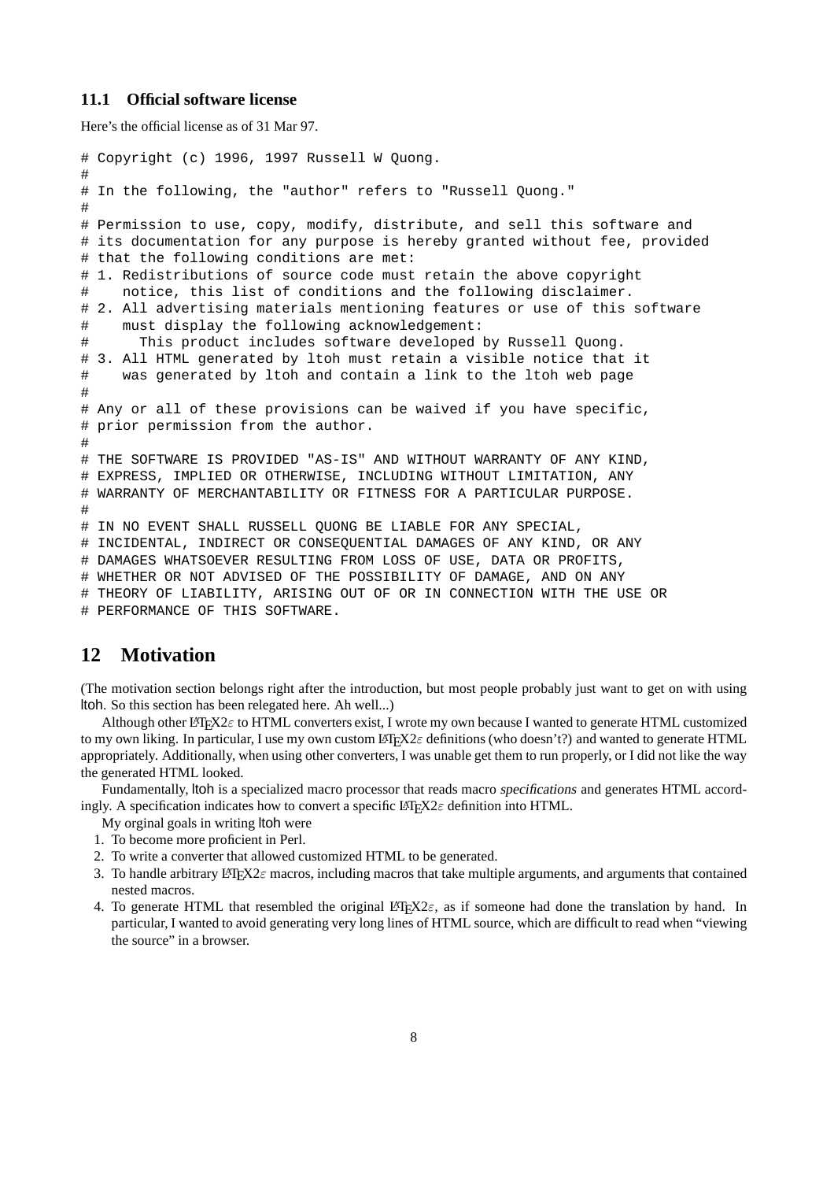### 11.1 Official software license

Here's the official license as of 31 Mar 97.

```
# Copyright (c) 1996, 1997 Russell W Quong.
#
# In the following, the "author" refers to "Russell Quong."
#
# Permission to use, copy, modify, distribute, and sell this software and
# its documentation for any purpose is hereby granted without fee, provided
# that the following conditions are met:
# 1. Redistributions of source code must retain the above copyright
#    notice, this list of conditions and the following disclaimer.
# 2. All advertising materials mentioning features or use of this software
#    must display the following acknowledgement:
#      This product includes software developed by Russell Quong.
# 3. All HTML generated by ltoh must retain a visible notice that it
#    was generated by ltoh and contain a link to the ltoh web page
#
# Any or all of these provisions can be waived if you have specific,
# prior permission from the author.
#
# THE SOFTWARE IS PROVIDED "AS-IS" AND WITHOUT WARRANTY OF ANY KIND,
# EXPRESS, IMPLIED OR OTHERWISE, INCLUDING WITHOUT LIMITATION, ANY
# WARRANTY OF MERCHANTABILITY OR FITNESS FOR A PARTICULAR PURPOSE.
#
# IN NO EVENT SHALL RUSSELL QUONG BE LIABLE FOR ANY SPECIAL,
# INCIDENTAL, INDIRECT OR CONSEQUENTIAL DAMAGES OF ANY KIND, OR ANY
# DAMAGES WHATSOEVER RESULTING FROM LOSS OF USE, DATA OR PROFITS,
# WHETHER OR NOT ADVISED OF THE POSSIBILITY OF DAMAGE, AND ON ANY
# THEORY OF LIABILITY, ARISING OUT OF OR IN CONNECTION WITH THE USE OR
# PERFORMANCE OF THIS SOFTWARE.
```

## 12 Motivation

(The motivation section belongs right after the introduction, but most people probably just want to get on with using ltoh. So this section has been relegated here. Ah well...)

Although other LaTeX2ε to HTML converters exist, I wrote my own because I wanted to generate HTML customized to my own liking. In particular, I use my own custom LaTeX2ε definitions (who doesn't?) and wanted to generate HTML appropriately. Additionally, when using other converters, I was unable get them to run properly, or I did not like the way the generated HTML looked.

Fundamentally, ltoh is a specialized macro processor that reads macro *specifications* and generates HTML accordingly. A specification indicates how to convert a specific LaTeX2ε definition into HTML.

My orginal goals in writing ltoh were

1. To become more proficient in Perl.
2. To write a converter that allowed customized HTML to be generated.
3. To handle arbitrary LaTeX2ε macros, including macros that take multiple arguments, and arguments that contained nested macros.
4. To generate HTML that resembled the original LaTeX2ε, as if someone had done the translation by hand. In particular, I wanted to avoid generating very long lines of HTML source, which are difficult to read when "viewing the source" in a browser.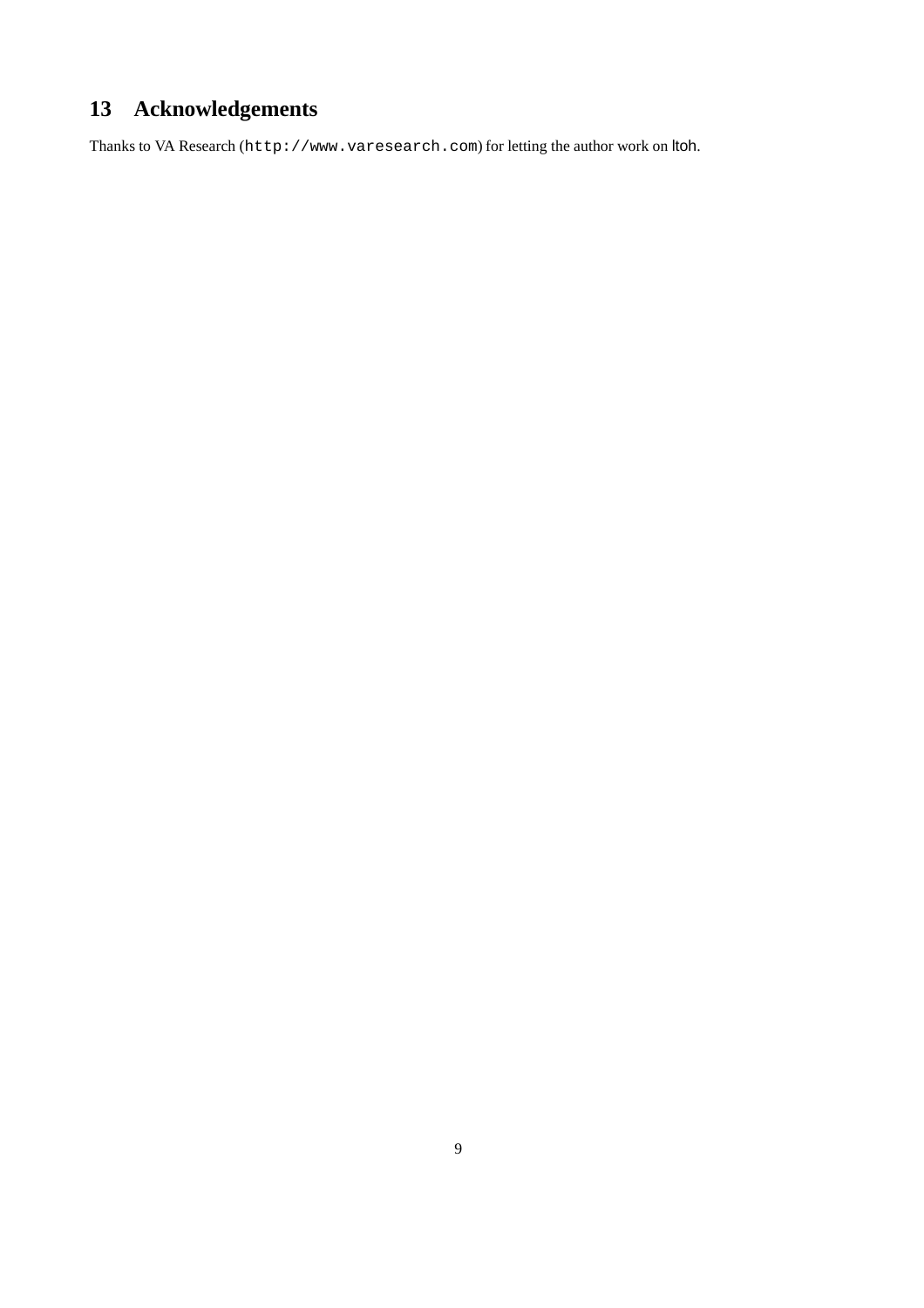## 13 Acknowledgements

Thanks to VA Research (`http://www.varesearch.com`) for letting the author work on ltoh.